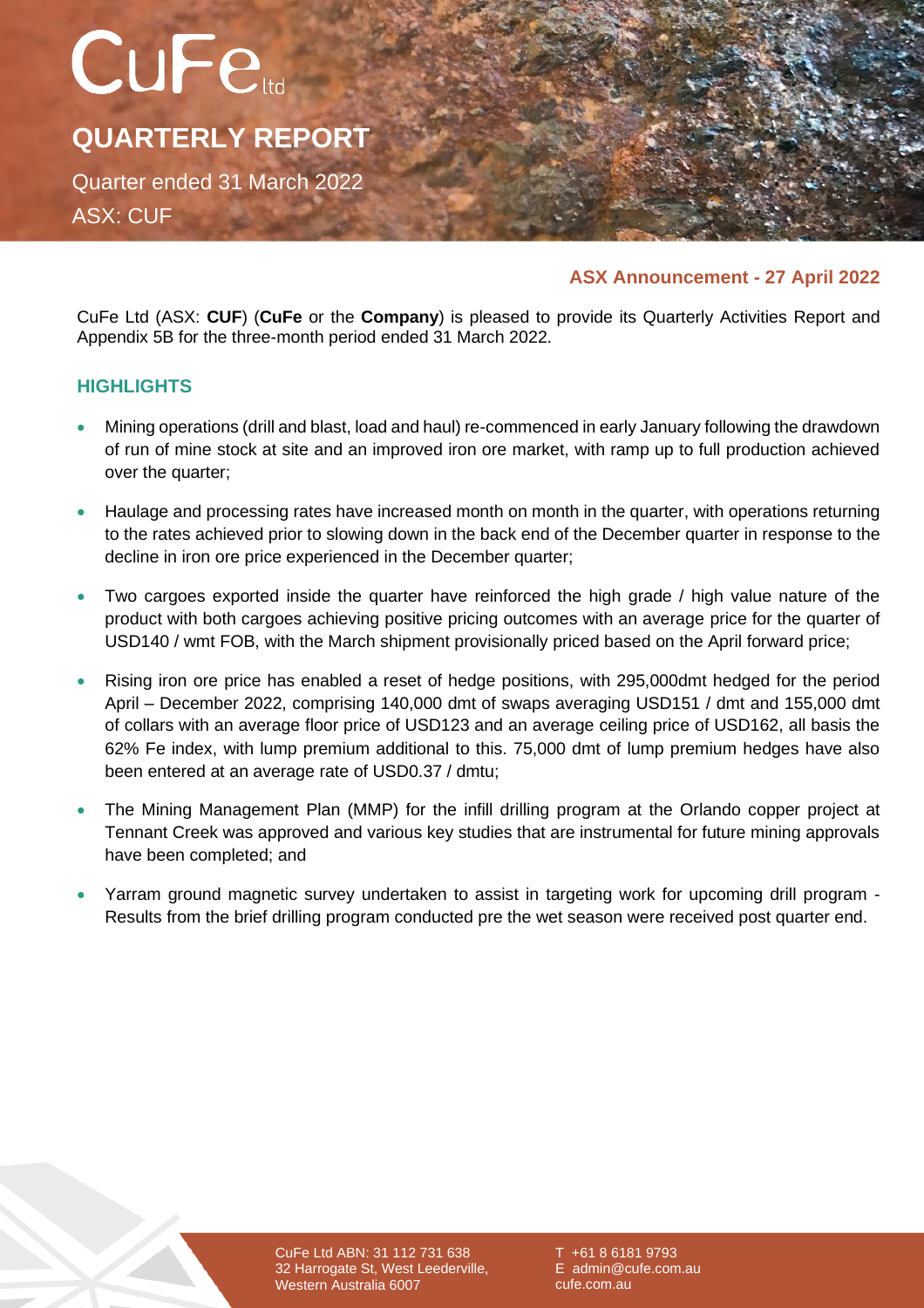# CuFe ltd

## QUARTERLY REPORT

Quarter ended 31 March 2022

ASX: CUF

**ASX Announcement - 27 April 2022**

CuFe Ltd (ASX: **CUF**) (**CuFe** or the **Company**) is pleased to provide its Quarterly Activities Report and Appendix 5B for the three-month period ended 31 March 2022.

## HIGHLIGHTS

- Mining operations (drill and blast, load and haul) re-commenced in early January following the drawdown of run of mine stock at site and an improved iron ore market, with ramp up to full production achieved over the quarter;
- Haulage and processing rates have increased month on month in the quarter, with operations returning to the rates achieved prior to slowing down in the back end of the December quarter in response to the decline in iron ore price experienced in the December quarter;
- Two cargoes exported inside the quarter have reinforced the high grade / high value nature of the product with both cargoes achieving positive pricing outcomes with an average price for the quarter of USD140 / wmt FOB, with the March shipment provisionally priced based on the April forward price;
- Rising iron ore price has enabled a reset of hedge positions, with 295,000dmt hedged for the period April – December 2022, comprising 140,000 dmt of swaps averaging USD151 / dmt and 155,000 dmt of collars with an average floor price of USD123 and an average ceiling price of USD162, all basis the 62% Fe index, with lump premium additional to this. 75,000 dmt of lump premium hedges have also been entered at an average rate of USD0.37 / dmtu;
- The Mining Management Plan (MMP) for the infill drilling program at the Orlando copper project at Tennant Creek was approved and various key studies that are instrumental for future mining approvals have been completed; and
- Yarram ground magnetic survey undertaken to assist in targeting work for upcoming drill program - Results from the brief drilling program conducted pre the wet season were received post quarter end.

CuFe Ltd ABN: 31 112 731 638
32 Harrogate St, West Leederville,
Western Australia 6007

T +61 8 6181 9793
E admin@cufe.com.au
cufe.com.au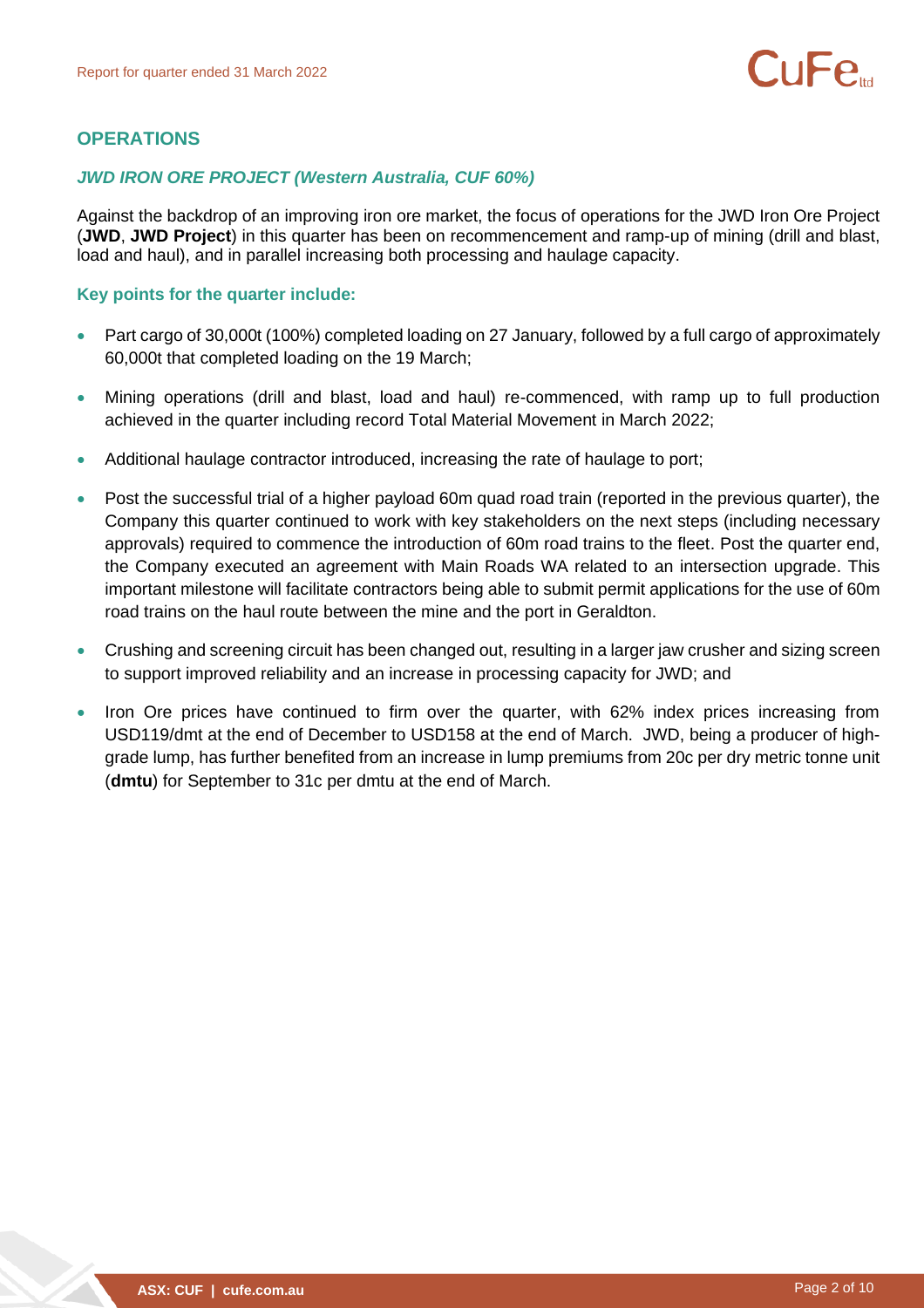## OPERATIONS

### *JWD IRON ORE PROJECT (Western Australia, CUF 60%)*

Against the backdrop of an improving iron ore market, the focus of operations for the JWD Iron Ore Project (**JWD**, **JWD Project**) in this quarter has been on recommencement and ramp-up of mining (drill and blast, load and haul), and in parallel increasing both processing and haulage capacity.

**Key points for the quarter include:**

- Part cargo of 30,000t (100%) completed loading on 27 January, followed by a full cargo of approximately 60,000t that completed loading on the 19 March;
- Mining operations (drill and blast, load and haul) re-commenced, with ramp up to full production achieved in the quarter including record Total Material Movement in March 2022;
- Additional haulage contractor introduced, increasing the rate of haulage to port;
- Post the successful trial of a higher payload 60m quad road train (reported in the previous quarter), the Company this quarter continued to work with key stakeholders on the next steps (including necessary approvals) required to commence the introduction of 60m road trains to the fleet. Post the quarter end, the Company executed an agreement with Main Roads WA related to an intersection upgrade. This important milestone will facilitate contractors being able to submit permit applications for the use of 60m road trains on the haul route between the mine and the port in Geraldton.
- Crushing and screening circuit has been changed out, resulting in a larger jaw crusher and sizing screen to support improved reliability and an increase in processing capacity for JWD; and
- Iron Ore prices have continued to firm over the quarter, with 62% index prices increasing from USD119/dmt at the end of December to USD158 at the end of March. JWD, being a producer of high-grade lump, has further benefited from an increase in lump premiums from 20c per dry metric tonne unit (**dmtu**) for September to 31c per dmtu at the end of March.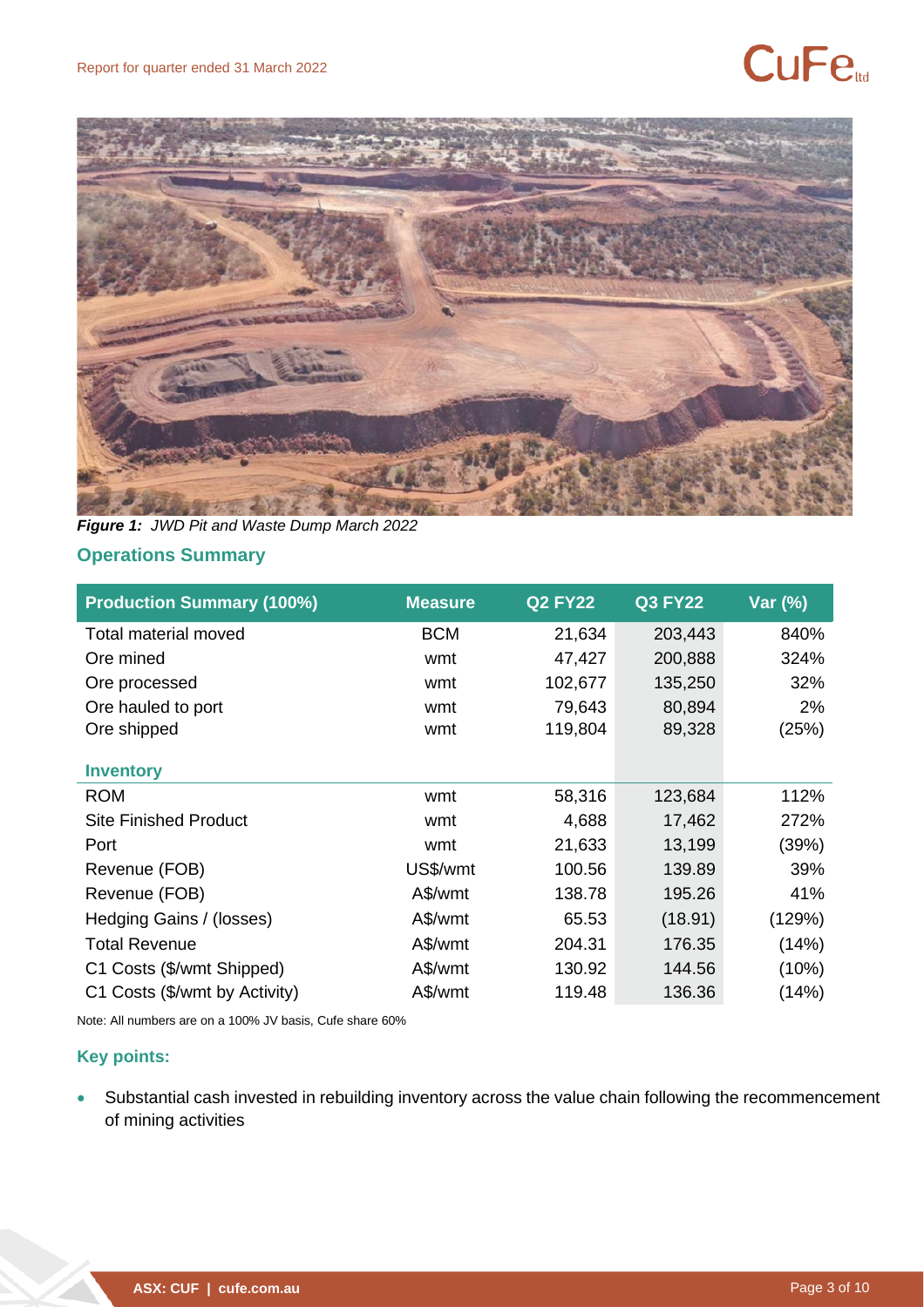*Figure 1: JWD Pit and Waste Dump March 2022*

## Operations Summary

| Production Summary (100%) | Measure | Q2 FY22 | Q3 FY22 | Var (%) |
|---|---|---|---|---|
| Total material moved | BCM | 21,634 | 203,443 | 840% |
| Ore mined | wmt | 47,427 | 200,888 | 324% |
| Ore processed | wmt | 102,677 | 135,250 | 32% |
| Ore hauled to port | wmt | 79,643 | 80,894 | 2% |
| Ore shipped | wmt | 119,804 | 89,328 | (25%) |
| **Inventory** | | | | |
| ROM | wmt | 58,316 | 123,684 | 112% |
| Site Finished Product | wmt | 4,688 | 17,462 | 272% |
| Port | wmt | 21,633 | 13,199 | (39%) |
| Revenue (FOB) | US$/wmt | 100.56 | 139.89 | 39% |
| Revenue (FOB) | A$/wmt | 138.78 | 195.26 | 41% |
| Hedging Gains / (losses) | A$/wmt | 65.53 | (18.91) | (129%) |
| Total Revenue | A$/wmt | 204.31 | 176.35 | (14%) |
| C1 Costs ($/wmt Shipped) | A$/wmt | 130.92 | 144.56 | (10%) |
| C1 Costs ($/wmt by Activity) | A$/wmt | 119.48 | 136.36 | (14%) |

Note: All numbers are on a 100% JV basis, Cufe share 60%

### Key points:

- Substantial cash invested in rebuilding inventory across the value chain following the recommencement of mining activities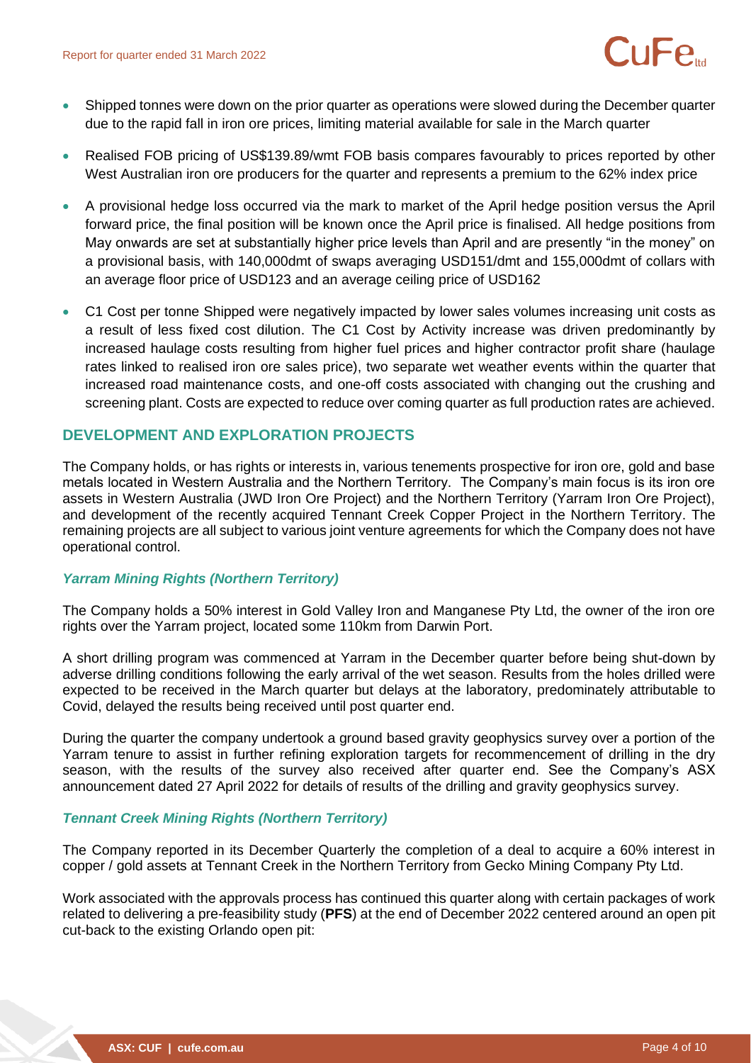- Shipped tonnes were down on the prior quarter as operations were slowed during the December quarter due to the rapid fall in iron ore prices, limiting material available for sale in the March quarter
- Realised FOB pricing of US$139.89/wmt FOB basis compares favourably to prices reported by other West Australian iron ore producers for the quarter and represents a premium to the 62% index price
- A provisional hedge loss occurred via the mark to market of the April hedge position versus the April forward price, the final position will be known once the April price is finalised. All hedge positions from May onwards are set at substantially higher price levels than April and are presently "in the money" on a provisional basis, with 140,000dmt of swaps averaging USD151/dmt and 155,000dmt of collars with an average floor price of USD123 and an average ceiling price of USD162
- C1 Cost per tonne Shipped were negatively impacted by lower sales volumes increasing unit costs as a result of less fixed cost dilution. The C1 Cost by Activity increase was driven predominantly by increased haulage costs resulting from higher fuel prices and higher contractor profit share (haulage rates linked to realised iron ore sales price), two separate wet weather events within the quarter that increased road maintenance costs, and one-off costs associated with changing out the crushing and screening plant. Costs are expected to reduce over coming quarter as full production rates are achieved.

## DEVELOPMENT AND EXPLORATION PROJECTS

The Company holds, or has rights or interests in, various tenements prospective for iron ore, gold and base metals located in Western Australia and the Northern Territory. The Company's main focus is its iron ore assets in Western Australia (JWD Iron Ore Project) and the Northern Territory (Yarram Iron Ore Project), and development of the recently acquired Tennant Creek Copper Project in the Northern Territory. The remaining projects are all subject to various joint venture agreements for which the Company does not have operational control.

### *Yarram Mining Rights (Northern Territory)*

The Company holds a 50% interest in Gold Valley Iron and Manganese Pty Ltd, the owner of the iron ore rights over the Yarram project, located some 110km from Darwin Port.

A short drilling program was commenced at Yarram in the December quarter before being shut-down by adverse drilling conditions following the early arrival of the wet season. Results from the holes drilled were expected to be received in the March quarter but delays at the laboratory, predominately attributable to Covid, delayed the results being received until post quarter end.

During the quarter the company undertook a ground based gravity geophysics survey over a portion of the Yarram tenure to assist in further refining exploration targets for recommencement of drilling in the dry season, with the results of the survey also received after quarter end. See the Company's ASX announcement dated 27 April 2022 for details of results of the drilling and gravity geophysics survey.

### *Tennant Creek Mining Rights (Northern Territory)*

The Company reported in its December Quarterly the completion of a deal to acquire a 60% interest in copper / gold assets at Tennant Creek in the Northern Territory from Gecko Mining Company Pty Ltd.

Work associated with the approvals process has continued this quarter along with certain packages of work related to delivering a pre-feasibility study (**PFS**) at the end of December 2022 centered around an open pit cut-back to the existing Orlando open pit: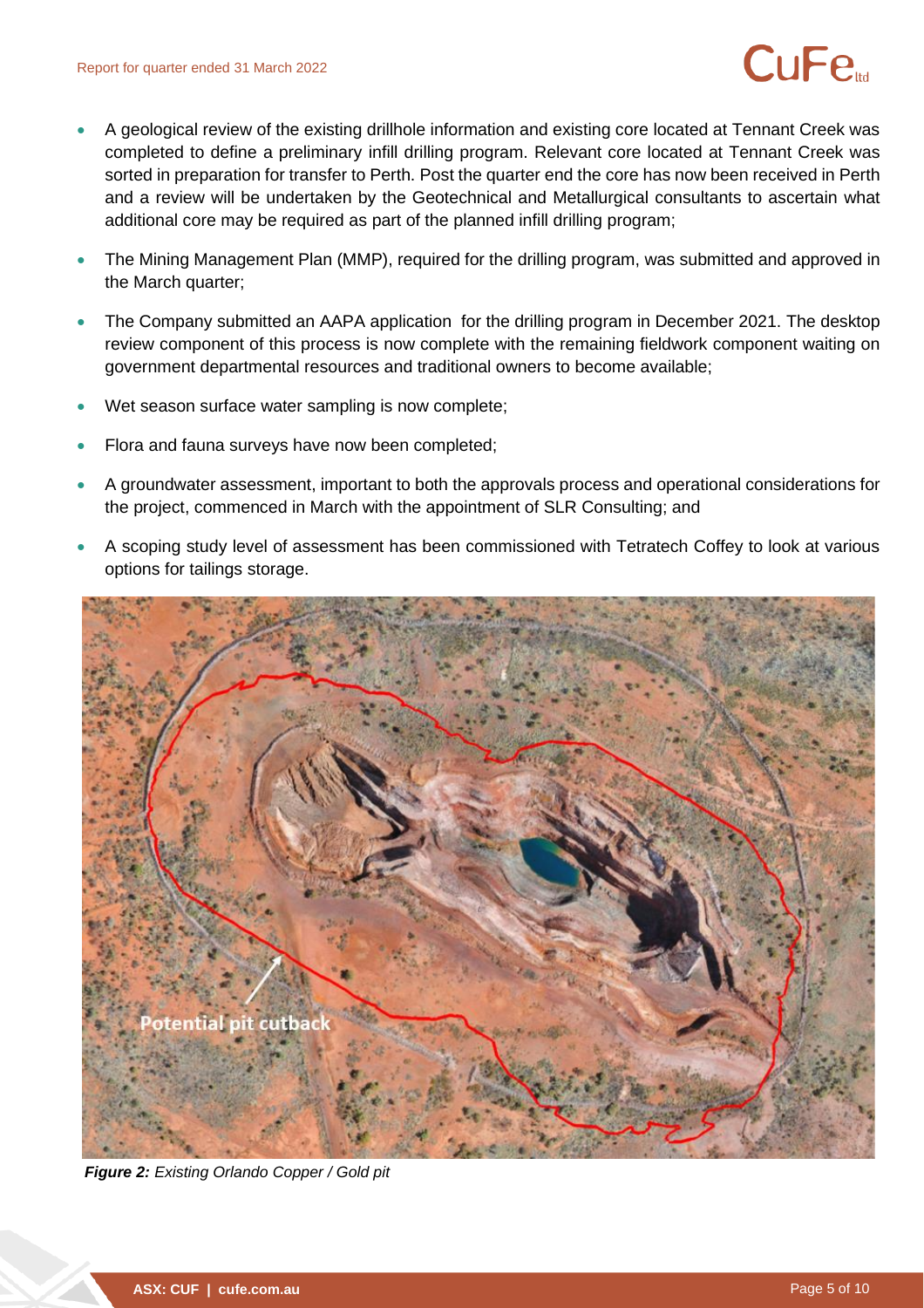- A geological review of the existing drillhole information and existing core located at Tennant Creek was completed to define a preliminary infill drilling program. Relevant core located at Tennant Creek was sorted in preparation for transfer to Perth. Post the quarter end the core has now been received in Perth and a review will be undertaken by the Geotechnical and Metallurgical consultants to ascertain what additional core may be required as part of the planned infill drilling program;
- The Mining Management Plan (MMP), required for the drilling program, was submitted and approved in the March quarter;
- The Company submitted an AAPA application for the drilling program in December 2021. The desktop review component of this process is now complete with the remaining fieldwork component waiting on government departmental resources and traditional owners to become available;
- Wet season surface water sampling is now complete;
- Flora and fauna surveys have now been completed;
- A groundwater assessment, important to both the approvals process and operational considerations for the project, commenced in March with the appointment of SLR Consulting; and
- A scoping study level of assessment has been commissioned with Tetratech Coffey to look at various options for tailings storage.

***Figure 2:*** *Existing Orlando Copper / Gold pit*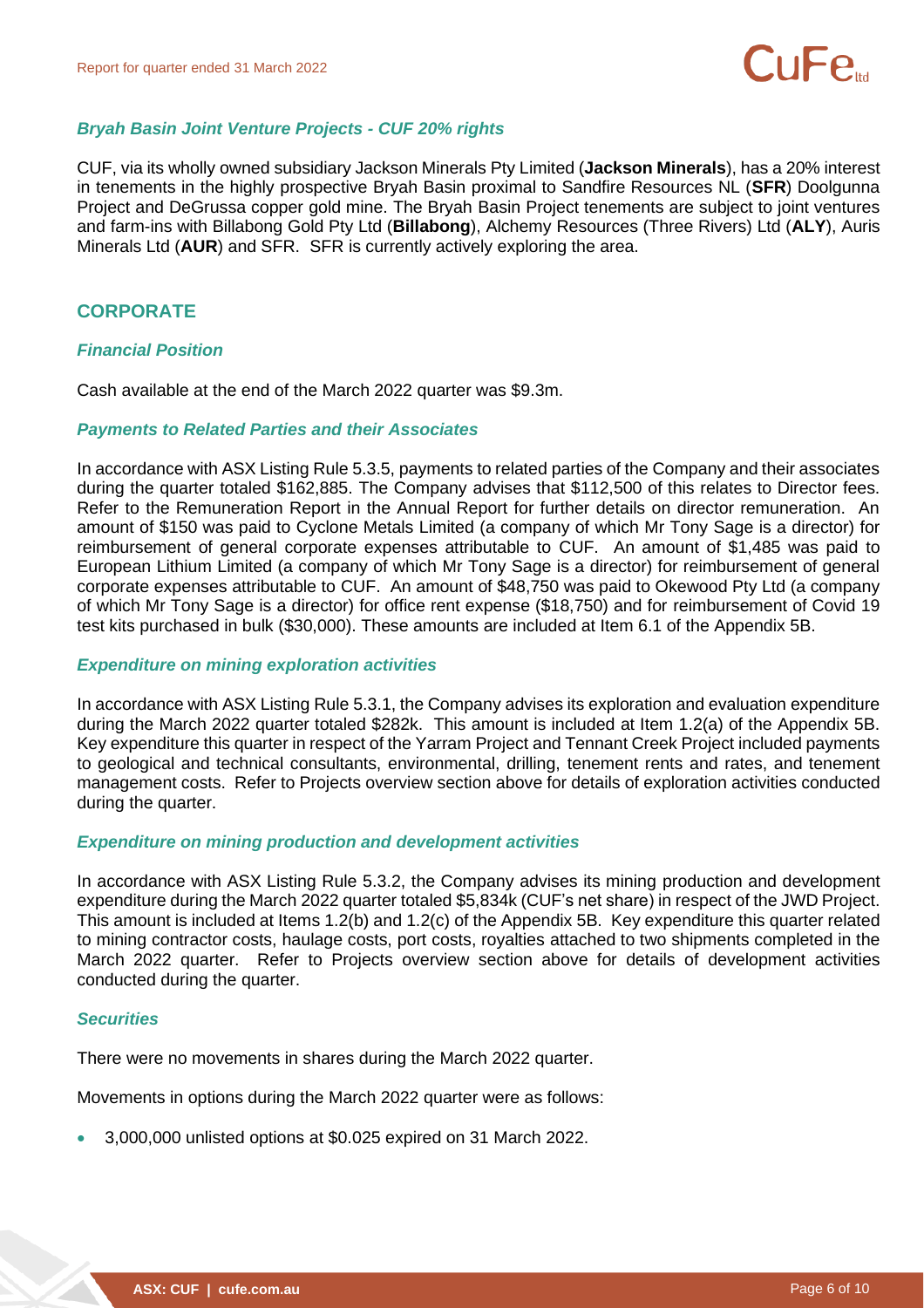### *Bryah Basin Joint Venture Projects - CUF 20% rights*

CUF, via its wholly owned subsidiary Jackson Minerals Pty Limited (**Jackson Minerals**), has a 20% interest in tenements in the highly prospective Bryah Basin proximal to Sandfire Resources NL (**SFR**) Doolgunna Project and DeGrussa copper gold mine. The Bryah Basin Project tenements are subject to joint ventures and farm-ins with Billabong Gold Pty Ltd (**Billabong**), Alchemy Resources (Three Rivers) Ltd (**ALY**), Auris Minerals Ltd (**AUR**) and SFR. SFR is currently actively exploring the area.

## CORPORATE

### *Financial Position*

Cash available at the end of the March 2022 quarter was $9.3m.

### *Payments to Related Parties and their Associates*

In accordance with ASX Listing Rule 5.3.5, payments to related parties of the Company and their associates during the quarter totaled $162,885. The Company advises that $112,500 of this relates to Director fees. Refer to the Remuneration Report in the Annual Report for further details on director remuneration. An amount of $150 was paid to Cyclone Metals Limited (a company of which Mr Tony Sage is a director) for reimbursement of general corporate expenses attributable to CUF. An amount of $1,485 was paid to European Lithium Limited (a company of which Mr Tony Sage is a director) for reimbursement of general corporate expenses attributable to CUF. An amount of $48,750 was paid to Okewood Pty Ltd (a company of which Mr Tony Sage is a director) for office rent expense ($18,750) and for reimbursement of Covid 19 test kits purchased in bulk ($30,000). These amounts are included at Item 6.1 of the Appendix 5B.

### *Expenditure on mining exploration activities*

In accordance with ASX Listing Rule 5.3.1, the Company advises its exploration and evaluation expenditure during the March 2022 quarter totaled $282k. This amount is included at Item 1.2(a) of the Appendix 5B. Key expenditure this quarter in respect of the Yarram Project and Tennant Creek Project included payments to geological and technical consultants, environmental, drilling, tenement rents and rates, and tenement management costs. Refer to Projects overview section above for details of exploration activities conducted during the quarter.

### *Expenditure on mining production and development activities*

In accordance with ASX Listing Rule 5.3.2, the Company advises its mining production and development expenditure during the March 2022 quarter totaled $5,834k (CUF's net share) in respect of the JWD Project. This amount is included at Items 1.2(b) and 1.2(c) of the Appendix 5B. Key expenditure this quarter related to mining contractor costs, haulage costs, port costs, royalties attached to two shipments completed in the March 2022 quarter. Refer to Projects overview section above for details of development activities conducted during the quarter.

### *Securities*

There were no movements in shares during the March 2022 quarter.

Movements in options during the March 2022 quarter were as follows:

- 3,000,000 unlisted options at $0.025 expired on 31 March 2022.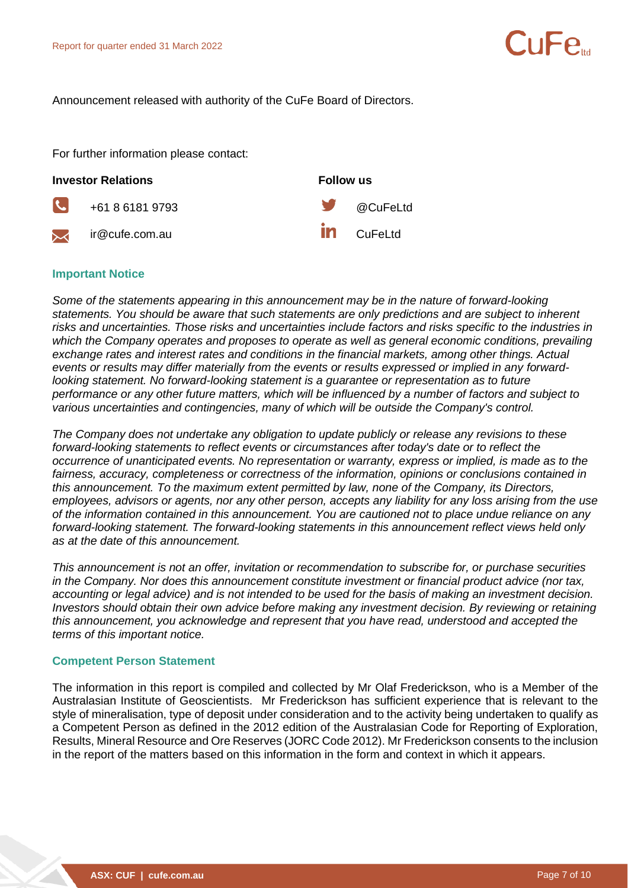Announcement released with authority of the CuFe Board of Directors.

For further information please contact:

**Investor Relations**

+61 8 6181 9793

ir@cufe.com.au

**Follow us**

@CuFeLtd

CuFeLtd

## Important Notice

*Some of the statements appearing in this announcement may be in the nature of forward-looking statements. You should be aware that such statements are only predictions and are subject to inherent risks and uncertainties. Those risks and uncertainties include factors and risks specific to the industries in which the Company operates and proposes to operate as well as general economic conditions, prevailing exchange rates and interest rates and conditions in the financial markets, among other things. Actual events or results may differ materially from the events or results expressed or implied in any forward-looking statement. No forward-looking statement is a guarantee or representation as to future performance or any other future matters, which will be influenced by a number of factors and subject to various uncertainties and contingencies, many of which will be outside the Company's control.*

*The Company does not undertake any obligation to update publicly or release any revisions to these forward-looking statements to reflect events or circumstances after today's date or to reflect the occurrence of unanticipated events. No representation or warranty, express or implied, is made as to the fairness, accuracy, completeness or correctness of the information, opinions or conclusions contained in this announcement. To the maximum extent permitted by law, none of the Company, its Directors, employees, advisors or agents, nor any other person, accepts any liability for any loss arising from the use of the information contained in this announcement. You are cautioned not to place undue reliance on any forward-looking statement. The forward-looking statements in this announcement reflect views held only as at the date of this announcement.*

*This announcement is not an offer, invitation or recommendation to subscribe for, or purchase securities in the Company. Nor does this announcement constitute investment or financial product advice (nor tax, accounting or legal advice) and is not intended to be used for the basis of making an investment decision. Investors should obtain their own advice before making any investment decision. By reviewing or retaining this announcement, you acknowledge and represent that you have read, understood and accepted the terms of this important notice.*

## Competent Person Statement

The information in this report is compiled and collected by Mr Olaf Frederickson, who is a Member of the Australasian Institute of Geoscientists. Mr Frederickson has sufficient experience that is relevant to the style of mineralisation, type of deposit under consideration and to the activity being undertaken to qualify as a Competent Person as defined in the 2012 edition of the Australasian Code for Reporting of Exploration, Results, Mineral Resource and Ore Reserves (JORC Code 2012). Mr Frederickson consents to the inclusion in the report of the matters based on this information in the form and context in which it appears.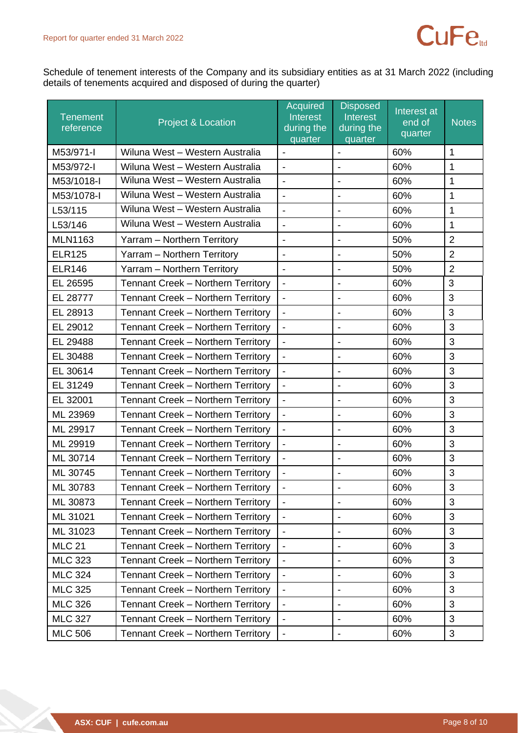Schedule of tenement interests of the Company and its subsidiary entities as at 31 March 2022 (including details of tenements acquired and disposed of during the quarter)

| Tenement reference | Project & Location | Acquired Interest during the quarter | Disposed Interest during the quarter | Interest at end of quarter | Notes |
|---|---|---|---|---|---|
| M53/971-I | Wiluna West – Western Australia | - | - | 60% | 1 |
| M53/972-I | Wiluna West – Western Australia | - | - | 60% | 1 |
| M53/1018-I | Wiluna West – Western Australia | - | - | 60% | 1 |
| M53/1078-I | Wiluna West – Western Australia | - | - | 60% | 1 |
| L53/115 | Wiluna West – Western Australia | - | - | 60% | 1 |
| L53/146 | Wiluna West – Western Australia | - | - | 60% | 1 |
| MLN1163 | Yarram – Northern Territory | - | - | 50% | 2 |
| ELR125 | Yarram – Northern Territory | - | - | 50% | 2 |
| ELR146 | Yarram – Northern Territory | - | - | 50% | 2 |
| EL 26595 | Tennant Creek – Northern Territory | - | - | 60% | 3 |
| EL 28777 | Tennant Creek – Northern Territory | - | - | 60% | 3 |
| EL 28913 | Tennant Creek – Northern Territory | - | - | 60% | 3 |
| EL 29012 | Tennant Creek – Northern Territory | - | - | 60% | 3 |
| EL 29488 | Tennant Creek – Northern Territory | - | - | 60% | 3 |
| EL 30488 | Tennant Creek – Northern Territory | - | - | 60% | 3 |
| EL 30614 | Tennant Creek – Northern Territory | - | - | 60% | 3 |
| EL 31249 | Tennant Creek – Northern Territory | - | - | 60% | 3 |
| EL 32001 | Tennant Creek – Northern Territory | - | - | 60% | 3 |
| ML 23969 | Tennant Creek – Northern Territory | - | - | 60% | 3 |
| ML 29917 | Tennant Creek – Northern Territory | - | - | 60% | 3 |
| ML 29919 | Tennant Creek – Northern Territory | - | - | 60% | 3 |
| ML 30714 | Tennant Creek – Northern Territory | - | - | 60% | 3 |
| ML 30745 | Tennant Creek – Northern Territory | - | - | 60% | 3 |
| ML 30783 | Tennant Creek – Northern Territory | - | - | 60% | 3 |
| ML 30873 | Tennant Creek – Northern Territory | - | - | 60% | 3 |
| ML 31021 | Tennant Creek – Northern Territory | - | - | 60% | 3 |
| ML 31023 | Tennant Creek – Northern Territory | - | - | 60% | 3 |
| MLC 21 | Tennant Creek – Northern Territory | - | - | 60% | 3 |
| MLC 323 | Tennant Creek – Northern Territory | - | - | 60% | 3 |
| MLC 324 | Tennant Creek – Northern Territory | - | - | 60% | 3 |
| MLC 325 | Tennant Creek – Northern Territory | - | - | 60% | 3 |
| MLC 326 | Tennant Creek – Northern Territory | - | - | 60% | 3 |
| MLC 327 | Tennant Creek – Northern Territory | - | - | 60% | 3 |
| MLC 506 | Tennant Creek – Northern Territory | - | - | 60% | 3 |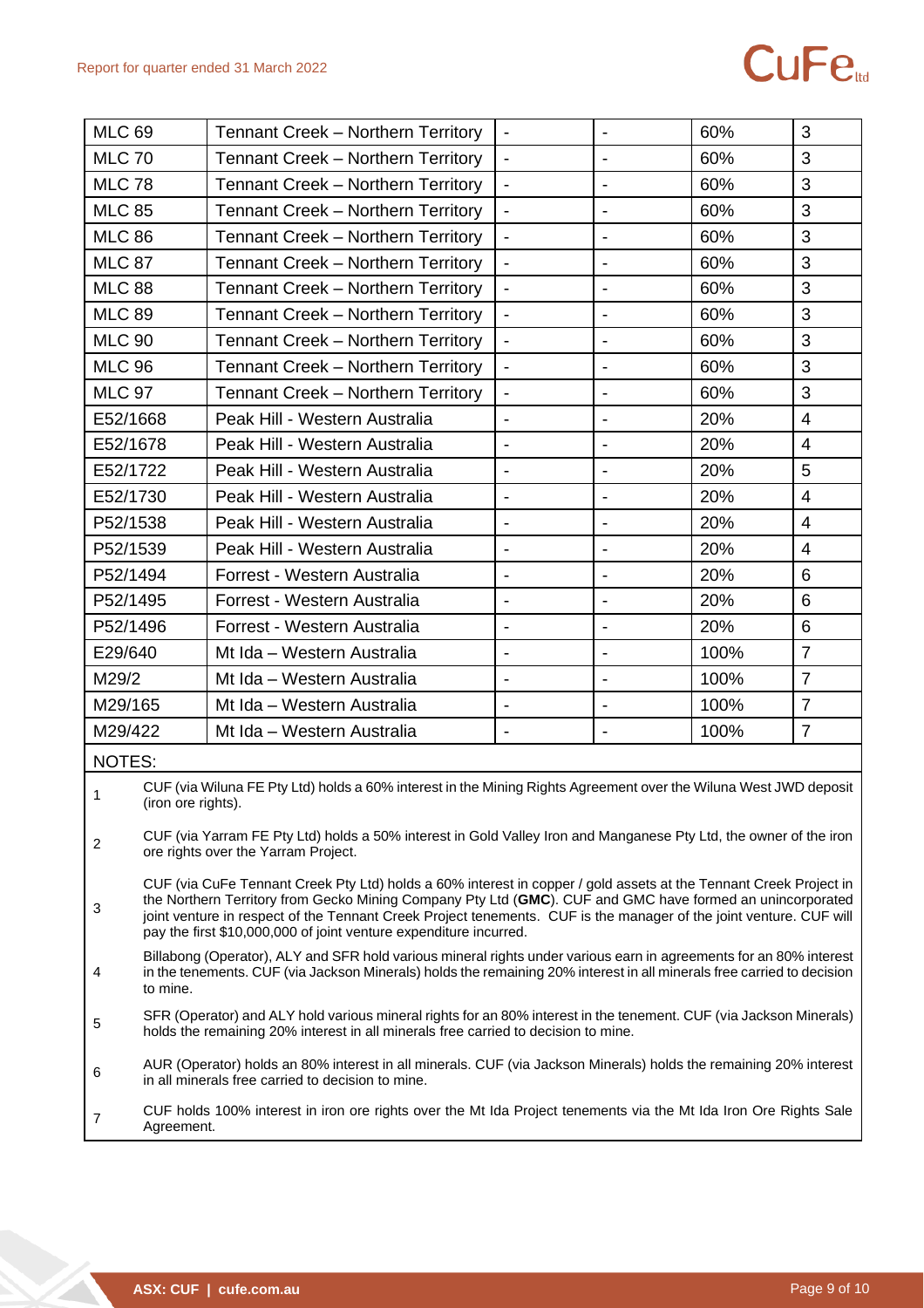| | | | | | |
|---|---|---|---|---|---|
| MLC 69 | Tennant Creek – Northern Territory | - | - | 60% | 3 |
| MLC 70 | Tennant Creek – Northern Territory | - | - | 60% | 3 |
| MLC 78 | Tennant Creek – Northern Territory | - | - | 60% | 3 |
| MLC 85 | Tennant Creek – Northern Territory | - | - | 60% | 3 |
| MLC 86 | Tennant Creek – Northern Territory | - | - | 60% | 3 |
| MLC 87 | Tennant Creek – Northern Territory | - | - | 60% | 3 |
| MLC 88 | Tennant Creek – Northern Territory | - | - | 60% | 3 |
| MLC 89 | Tennant Creek – Northern Territory | - | - | 60% | 3 |
| MLC 90 | Tennant Creek – Northern Territory | - | - | 60% | 3 |
| MLC 96 | Tennant Creek – Northern Territory | - | - | 60% | 3 |
| MLC 97 | Tennant Creek – Northern Territory | - | - | 60% | 3 |
| E52/1668 | Peak Hill - Western Australia | - | - | 20% | 4 |
| E52/1678 | Peak Hill - Western Australia | - | - | 20% | 4 |
| E52/1722 | Peak Hill - Western Australia | - | - | 20% | 5 |
| E52/1730 | Peak Hill - Western Australia | - | - | 20% | 4 |
| P52/1538 | Peak Hill - Western Australia | - | - | 20% | 4 |
| P52/1539 | Peak Hill - Western Australia | - | - | 20% | 4 |
| P52/1494 | Forrest - Western Australia | - | - | 20% | 6 |
| P52/1495 | Forrest - Western Australia | - | - | 20% | 6 |
| P52/1496 | Forrest - Western Australia | - | - | 20% | 6 |
| E29/640 | Mt Ida – Western Australia | - | - | 100% | 7 |
| M29/2 | Mt Ida – Western Australia | - | - | 100% | 7 |
| M29/165 | Mt Ida – Western Australia | - | - | 100% | 7 |
| M29/422 | Mt Ida – Western Australia | - | - | 100% | 7 |

NOTES:

1. CUF (via Wiluna FE Pty Ltd) holds a 60% interest in the Mining Rights Agreement over the Wiluna West JWD deposit (iron ore rights).
2. CUF (via Yarram FE Pty Ltd) holds a 50% interest in Gold Valley Iron and Manganese Pty Ltd, the owner of the iron ore rights over the Yarram Project.
3. CUF (via CuFe Tennant Creek Pty Ltd) holds a 60% interest in copper / gold assets at the Tennant Creek Project in the Northern Territory from Gecko Mining Company Pty Ltd (**GMC**). CUF and GMC have formed an unincorporated joint venture in respect of the Tennant Creek Project tenements. CUF is the manager of the joint venture. CUF will pay the first $10,000,000 of joint venture expenditure incurred.
4. Billabong (Operator), ALY and SFR hold various mineral rights under various earn in agreements for an 80% interest in the tenements. CUF (via Jackson Minerals) holds the remaining 20% interest in all minerals free carried to decision to mine.
5. SFR (Operator) and ALY hold various mineral rights for an 80% interest in the tenement. CUF (via Jackson Minerals) holds the remaining 20% interest in all minerals free carried to decision to mine.
6. AUR (Operator) holds an 80% interest in all minerals. CUF (via Jackson Minerals) holds the remaining 20% interest in all minerals free carried to decision to mine.
7. CUF holds 100% interest in iron ore rights over the Mt Ida Project tenements via the Mt Ida Iron Ore Rights Sale Agreement.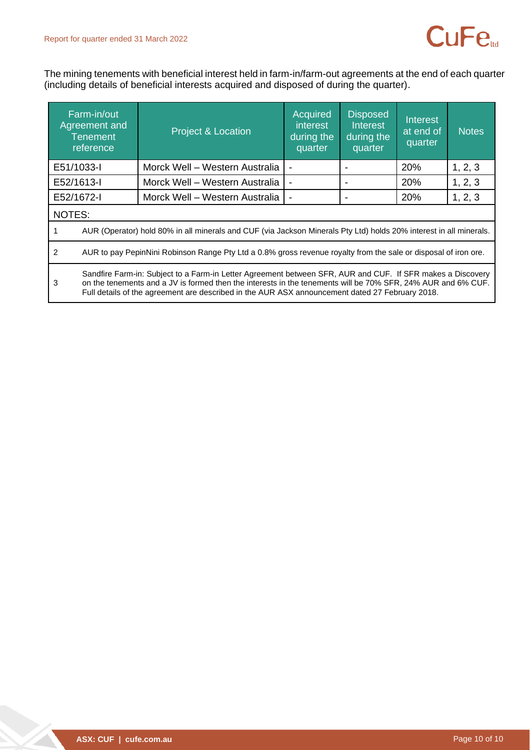The mining tenements with beneficial interest held in farm-in/farm-out agreements at the end of each quarter (including details of beneficial interests acquired and disposed of during the quarter).

| Farm-in/out Agreement and Tenement reference | Project & Location | Acquired interest during the quarter | Disposed Interest during the quarter | Interest at end of quarter | Notes |
|---|---|---|---|---|---|
| E51/1033-I | Morck Well – Western Australia | - | - | 20% | 1, 2, 3 |
| E52/1613-I | Morck Well – Western Australia | - | - | 20% | 1, 2, 3 |
| E52/1672-I | Morck Well – Western Australia | - | - | 20% | 1, 2, 3 |

NOTES:

1. AUR (Operator) hold 80% in all minerals and CUF (via Jackson Minerals Pty Ltd) holds 20% interest in all minerals.
2. AUR to pay PepinNini Robinson Range Pty Ltd a 0.8% gross revenue royalty from the sale or disposal of iron ore.
3. Sandfire Farm-in: Subject to a Farm-in Letter Agreement between SFR, AUR and CUF. If SFR makes a Discovery on the tenements and a JV is formed then the interests in the tenements will be 70% SFR, 24% AUR and 6% CUF. Full details of the agreement are described in the AUR ASX announcement dated 27 February 2018.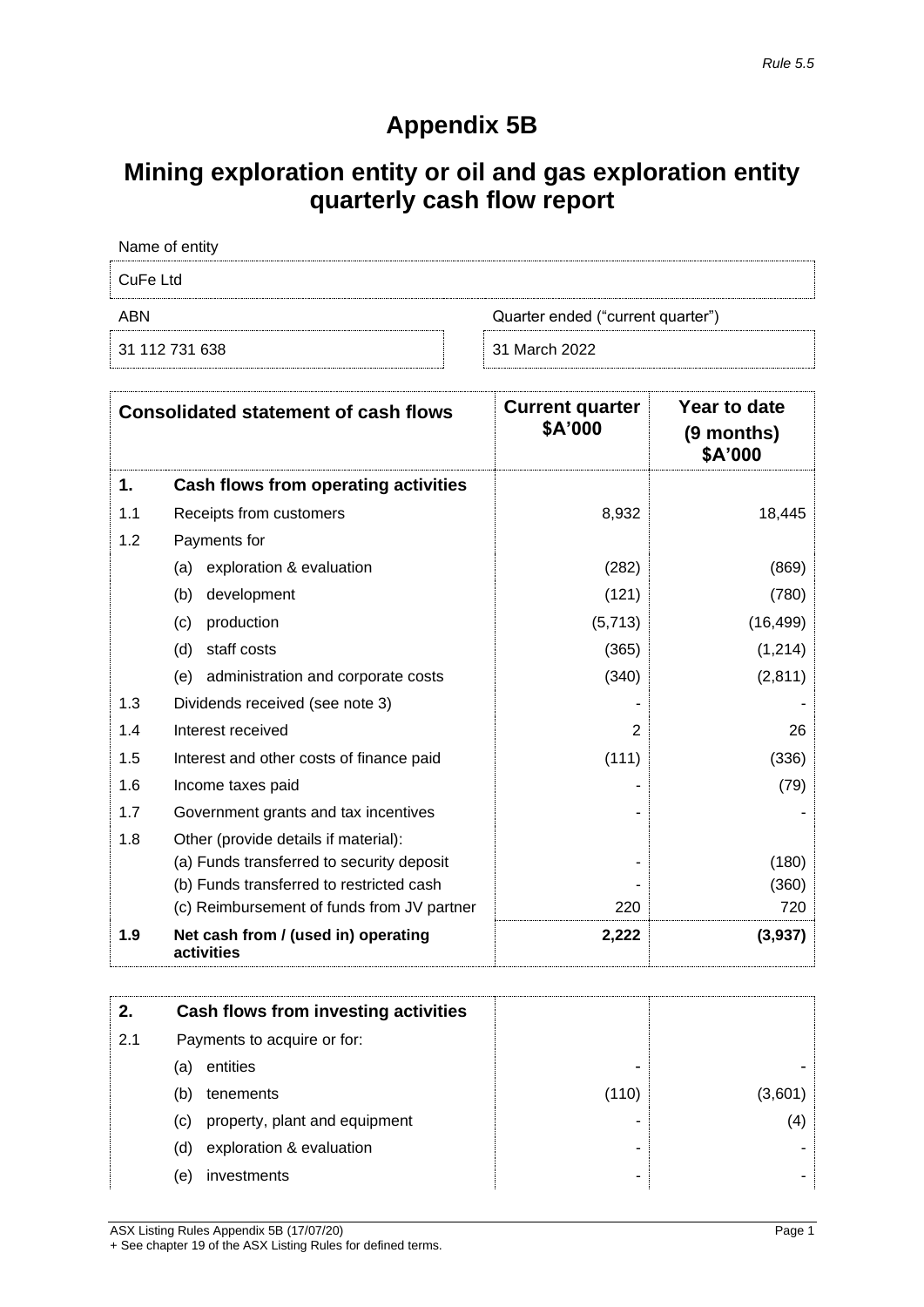*Rule 5.5*

# Appendix 5B

## Mining exploration entity or oil and gas exploration entity quarterly cash flow report

| Name of entity | |
|---|---|
| CuFe Ltd | |
| **ABN** | **Quarter ended ("current quarter")** |
| 31 112 731 638 | 31 March 2022 |

| | Consolidated statement of cash flows | Current quarter $A'000 | Year to date (9 months) $A'000 |
|---|---|---|---|
| **1.** | **Cash flows from operating activities** | | |
| 1.1 | Receipts from customers | 8,932 | 18,445 |
| 1.2 | Payments for | | |
| | (a) exploration & evaluation | (282) | (869) |
| | (b) development | (121) | (780) |
| | (c) production | (5,713) | (16,499) |
| | (d) staff costs | (365) | (1,214) |
| | (e) administration and corporate costs | (340) | (2,811) |
| 1.3 | Dividends received (see note 3) | - | - |
| 1.4 | Interest received | 2 | 26 |
| 1.5 | Interest and other costs of finance paid | (111) | (336) |
| 1.6 | Income taxes paid | - | (79) |
| 1.7 | Government grants and tax incentives | - | - |
| 1.8 | Other (provide details if material): | | |
| | (a) Funds transferred to security deposit | - | (180) |
| | (b) Funds transferred to restricted cash | - | (360) |
| | (c) Reimbursement of funds from JV partner | 220 | 720 |
| **1.9** | **Net cash from / (used in) operating activities** | **2,222** | **(3,937)** |

| | | | |
|---|---|---|---|
| **2.** | **Cash flows from investing activities** | | |
| 2.1 | Payments to acquire or for: | | |
| | (a) entities | - | - |
| | (b) tenements | (110) | (3,601) |
| | (c) property, plant and equipment | - | (4) |
| | (d) exploration & evaluation | - | - |
| | (e) investments | - | - |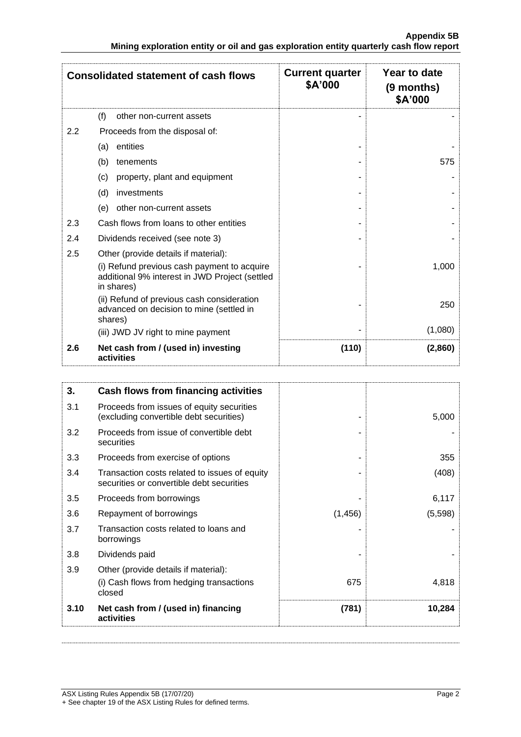| Consolidated statement of cash flows | | Current quarter $A'000 | Year to date (9 months) $A'000 |
|---|---|---|---|
| | (f) other non-current assets | - | - |
| 2.2 | Proceeds from the disposal of: | | |
| | (a) entities | - | - |
| | (b) tenements | - | 575 |
| | (c) property, plant and equipment | - | - |
| | (d) investments | - | - |
| | (e) other non-current assets | - | - |
| 2.3 | Cash flows from loans to other entities | - | - |
| 2.4 | Dividends received (see note 3) | - | - |
| 2.5 | Other (provide details if material): | | |
| | (i) Refund previous cash payment to acquire additional 9% interest in JWD Project (settled in shares) | - | 1,000 |
| | (ii) Refund of previous cash consideration advanced on decision to mine (settled in shares) | - | 250 |
| | (iii) JWD JV right to mine payment | - | (1,080) |
| **2.6** | **Net cash from / (used in) investing activities** | **(110)** | **(2,860)** |

| 3. | Cash flows from financing activities | | |
|---|---|---|---|
| 3.1 | Proceeds from issues of equity securities (excluding convertible debt securities) | - | 5,000 |
| 3.2 | Proceeds from issue of convertible debt securities | - | - |
| 3.3 | Proceeds from exercise of options | - | 355 |
| 3.4 | Transaction costs related to issues of equity securities or convertible debt securities | - | (408) |
| 3.5 | Proceeds from borrowings | - | 6,117 |
| 3.6 | Repayment of borrowings | (1,456) | (5,598) |
| 3.7 | Transaction costs related to loans and borrowings | - | - |
| 3.8 | Dividends paid | - | - |
| 3.9 | Other (provide details if material): | | |
| | (i) Cash flows from hedging transactions closed | 675 | 4,818 |
| **3.10** | **Net cash from / (used in) financing activities** | **(781)** | **10,284** |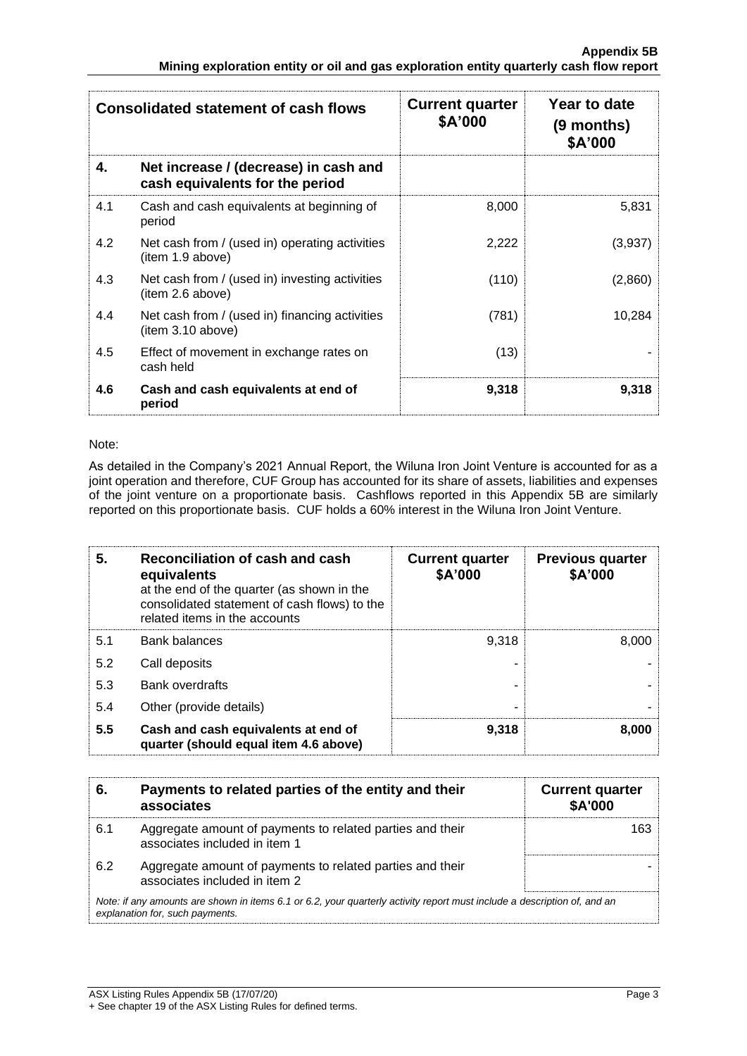| Consolidated statement of cash flows | | Current quarter $A'000 | Year to date (9 months) $A'000 |
|---|---|---|---|
| **4.** | **Net increase / (decrease) in cash and cash equivalents for the period** | | |
| 4.1 | Cash and cash equivalents at beginning of period | 8,000 | 5,831 |
| 4.2 | Net cash from / (used in) operating activities (item 1.9 above) | 2,222 | (3,937) |
| 4.3 | Net cash from / (used in) investing activities (item 2.6 above) | (110) | (2,860) |
| 4.4 | Net cash from / (used in) financing activities (item 3.10 above) | (781) | 10,284 |
| 4.5 | Effect of movement in exchange rates on cash held | (13) | - |
| **4.6** | **Cash and cash equivalents at end of period** | **9,318** | **9,318** |

Note:

As detailed in the Company's 2021 Annual Report, the Wiluna Iron Joint Venture is accounted for as a joint operation and therefore, CUF Group has accounted for its share of assets, liabilities and expenses of the joint venture on a proportionate basis. Cashflows reported in this Appendix 5B are similarly reported on this proportionate basis. CUF holds a 60% interest in the Wiluna Iron Joint Venture.

| **5.** | **Reconciliation of cash and cash equivalents** at the end of the quarter (as shown in the consolidated statement of cash flows) to the related items in the accounts | **Current quarter $A'000** | **Previous quarter $A'000** |
|---|---|---|---|
| 5.1 | Bank balances | 9,318 | 8,000 |
| 5.2 | Call deposits | - | - |
| 5.3 | Bank overdrafts | - | - |
| 5.4 | Other (provide details) | - | - |
| **5.5** | **Cash and cash equivalents at end of quarter (should equal item 4.6 above)** | **9,318** | **8,000** |

| **6.** | **Payments to related parties of the entity and their associates** | **Current quarter $A'000** |
|---|---|---|
| 6.1 | Aggregate amount of payments to related parties and their associates included in item 1 | 163 |
| 6.2 | Aggregate amount of payments to related parties and their associates included in item 2 | - |

*Note: if any amounts are shown in items 6.1 or 6.2, your quarterly activity report must include a description of, and an explanation for, such payments.*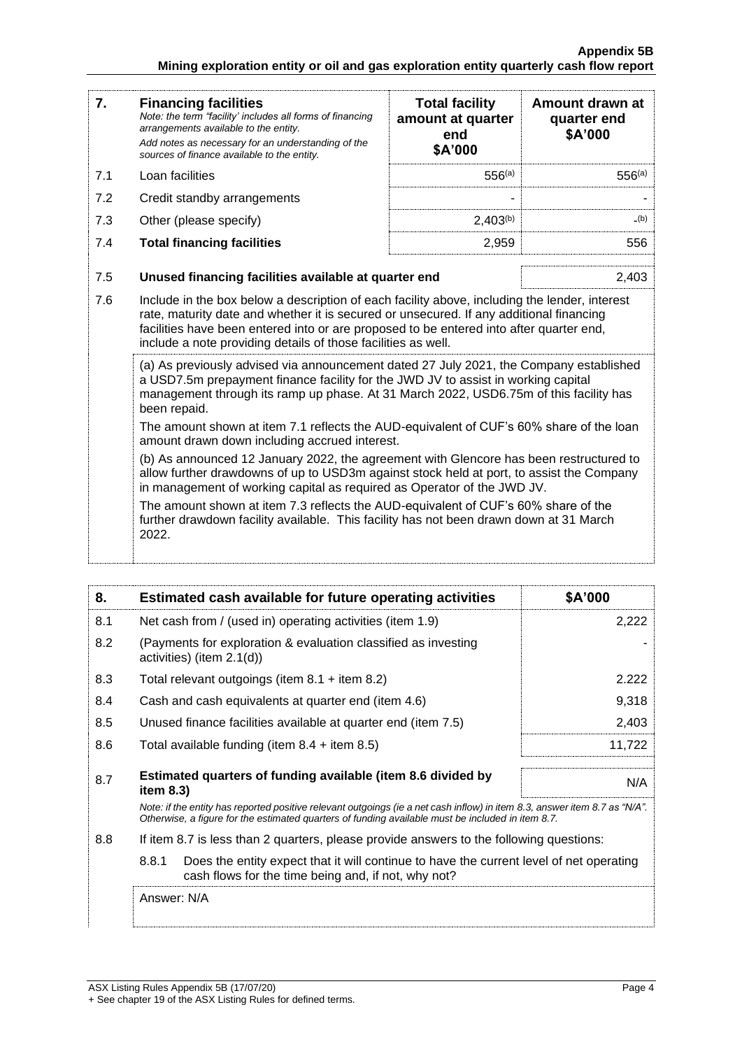| 7. | **Financing facilities**<br>*Note: the term "facility' includes all forms of financing arrangements available to the entity.*<br>*Add notes as necessary for an understanding of the sources of finance available to the entity.* | **Total facility amount at quarter end**<br>**$A'000** | **Amount drawn at quarter end**<br>**$A'000** |
|---|---|---|---|
| 7.1 | Loan facilities | 556[(a)] | 556[(a)] |
| 7.2 | Credit standby arrangements | - | - |
| 7.3 | Other (please specify) | 2,403[(b)] | -[(b)] |
| 7.4 | **Total financing facilities** | 2,959 | 556 |

| | | |
|---|---|---|
| 7.5 | **Unused financing facilities available at quarter end** | 2,403 |

7.6 Include in the box below a description of each facility above, including the lender, interest rate, maturity date and whether it is secured or unsecured. If any additional financing facilities have been entered into or are proposed to be entered into after quarter end, include a note providing details of those facilities as well.

(a) As previously advised via announcement dated 27 July 2021, the Company established a USD7.5m prepayment finance facility for the JWD JV to assist in working capital management through its ramp up phase. At 31 March 2022, USD6.75m of this facility has been repaid.

The amount shown at item 7.1 reflects the AUD-equivalent of CUF's 60% share of the loan amount drawn down including accrued interest.

(b) As announced 12 January 2022, the agreement with Glencore has been restructured to allow further drawdowns of up to USD3m against stock held at port, to assist the Company in management of working capital as required as Operator of the JWD JV.

The amount shown at item 7.3 reflects the AUD-equivalent of CUF's 60% share of the further drawdown facility available. This facility has not been drawn down at 31 March 2022.

| 8. | **Estimated cash available for future operating activities** | **$A'000** |
|---|---|---|
| 8.1 | Net cash from / (used in) operating activities (item 1.9) | 2,222 |
| 8.2 | (Payments for exploration & evaluation classified as investing activities) (item 2.1(d)) | - |
| 8.3 | Total relevant outgoings (item 8.1 + item 8.2) | 2.222 |
| 8.4 | Cash and cash equivalents at quarter end (item 4.6) | 9,318 |
| 8.5 | Unused finance facilities available at quarter end (item 7.5) | 2,403 |
| 8.6 | Total available funding (item 8.4 + item 8.5) | 11,722 |
| 8.7 | **Estimated quarters of funding available (item 8.6 divided by item 8.3)** | N/A |

*Note: if the entity has reported positive relevant outgoings (ie a net cash inflow) in item 8.3, answer item 8.7 as "N/A". Otherwise, a figure for the estimated quarters of funding available must be included in item 8.7.*

8.8 If item 8.7 is less than 2 quarters, please provide answers to the following questions:

8.8.1 Does the entity expect that it will continue to have the current level of net operating cash flows for the time being and, if not, why not?

Answer: N/A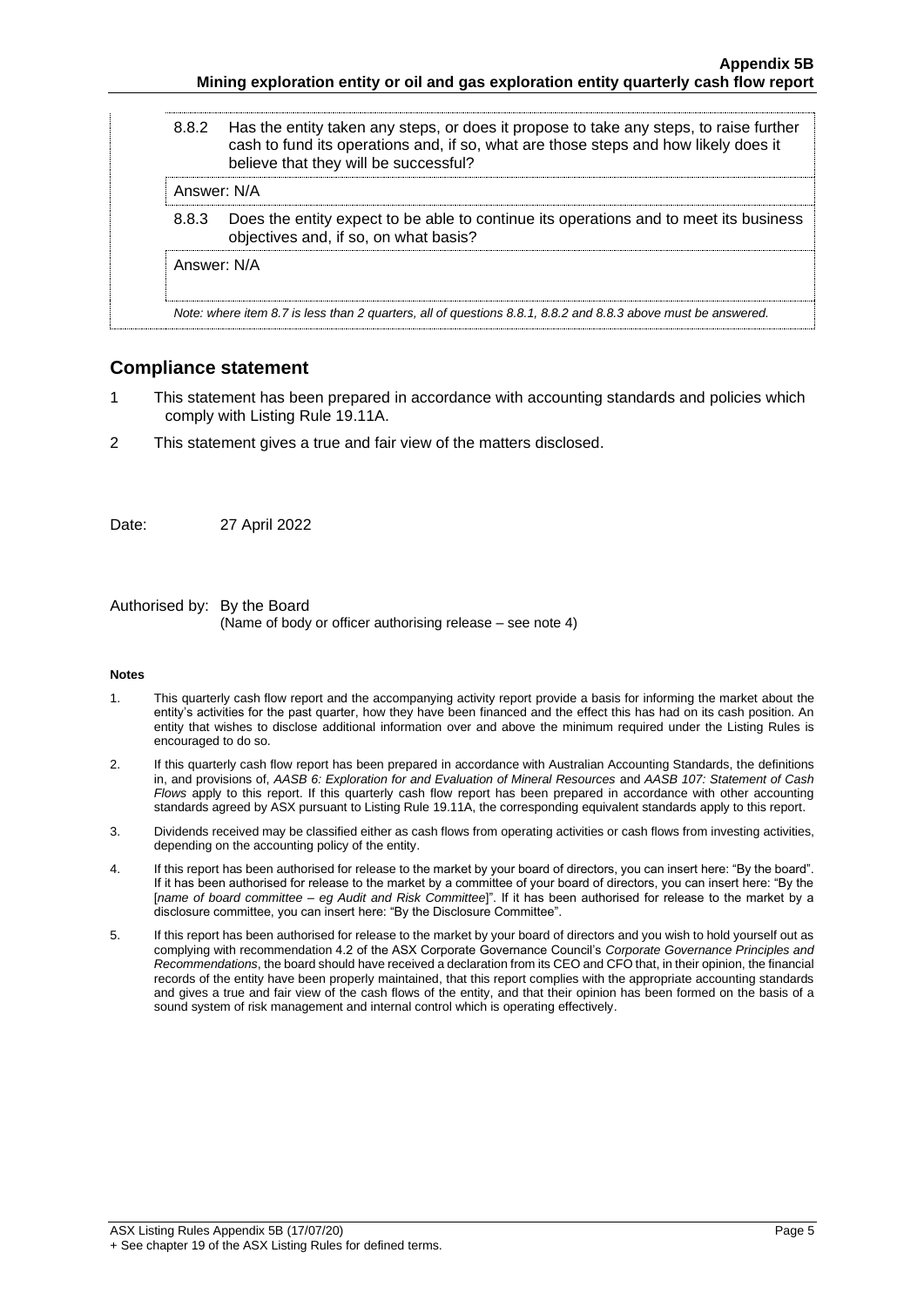| | |
|---|---|
| 8.8.2 | Has the entity taken any steps, or does it propose to take any steps, to raise further cash to fund its operations and, if so, what are those steps and how likely does it believe that they will be successful? |
| Answer: N/A | |
| 8.8.3 | Does the entity expect to be able to continue its operations and to meet its business objectives and, if so, on what basis? |
| Answer: N/A | |

*Note: where item 8.7 is less than 2 quarters, all of questions 8.8.1, 8.8.2 and 8.8.3 above must be answered.*

## Compliance statement

1. This statement has been prepared in accordance with accounting standards and policies which comply with Listing Rule 19.11A.
2. This statement gives a true and fair view of the matters disclosed.

Date: 27 April 2022

Authorised by: By the Board
(Name of body or officer authorising release – see note 4)

**Notes**

1. This quarterly cash flow report and the accompanying activity report provide a basis for informing the market about the entity's activities for the past quarter, how they have been financed and the effect this has had on its cash position. An entity that wishes to disclose additional information over and above the minimum required under the Listing Rules is encouraged to do so.
2. If this quarterly cash flow report has been prepared in accordance with Australian Accounting Standards, the definitions in, and provisions of, *AASB 6: Exploration for and Evaluation of Mineral Resources* and *AASB 107: Statement of Cash Flows* apply to this report. If this quarterly cash flow report has been prepared in accordance with other accounting standards agreed by ASX pursuant to Listing Rule 19.11A, the corresponding equivalent standards apply to this report.
3. Dividends received may be classified either as cash flows from operating activities or cash flows from investing activities, depending on the accounting policy of the entity.
4. If this report has been authorised for release to the market by your board of directors, you can insert here: "By the board". If it has been authorised for release to the market by a committee of your board of directors, you can insert here: "By the [*name of board committee – eg Audit and Risk Committee*]". If it has been authorised for release to the market by a disclosure committee, you can insert here: "By the Disclosure Committee".
5. If this report has been authorised for release to the market by your board of directors and you wish to hold yourself out as complying with recommendation 4.2 of the ASX Corporate Governance Council's *Corporate Governance Principles and Recommendations*, the board should have received a declaration from its CEO and CFO that, in their opinion, the financial records of the entity have been properly maintained, that this report complies with the appropriate accounting standards and gives a true and fair view of the cash flows of the entity, and that their opinion has been formed on the basis of a sound system of risk management and internal control which is operating effectively.